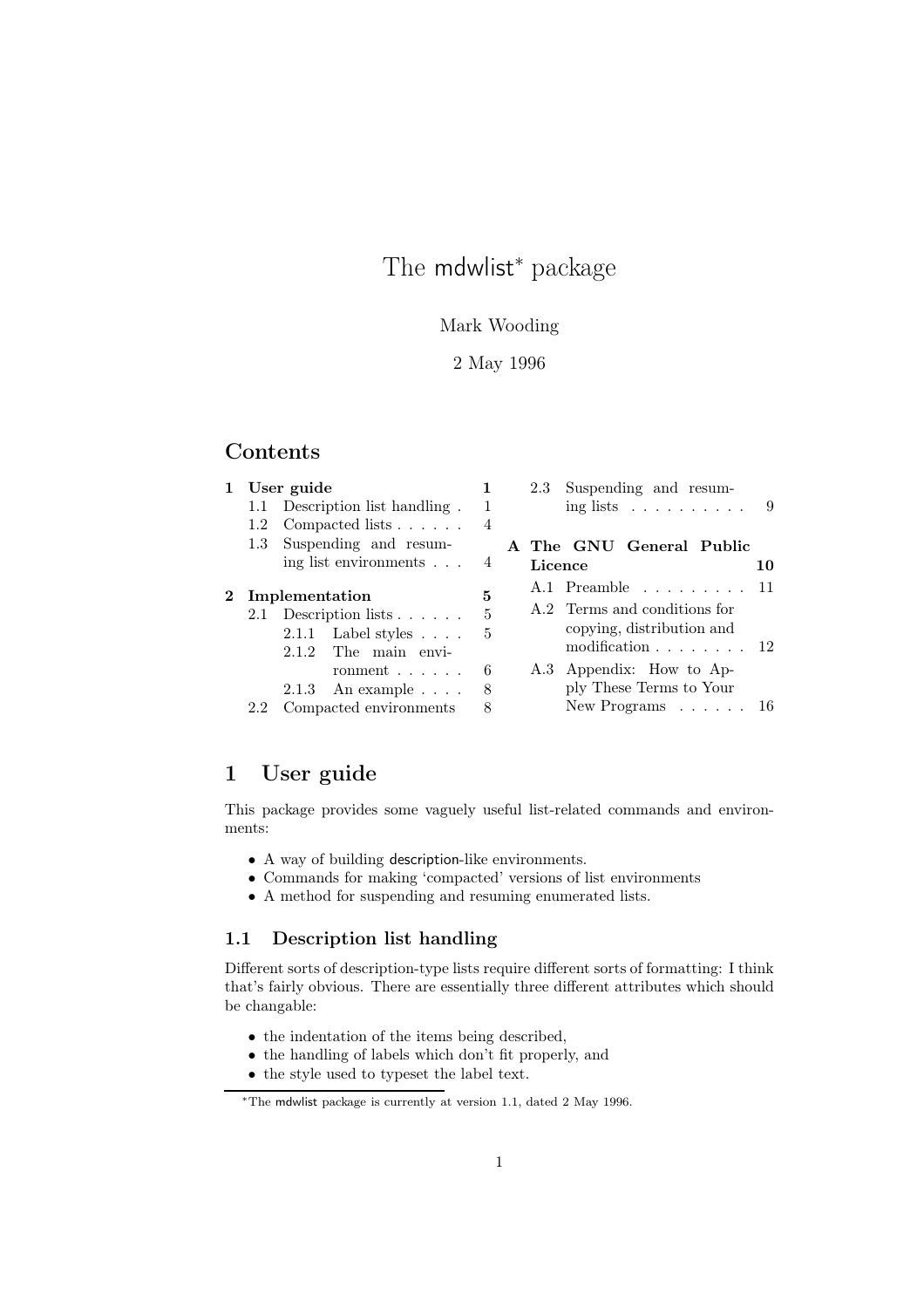# The mdwlist* package

Mark Wooding

2 May 1996

## Contents

- **1 User guide** — 1
  - 1.1 Description list handling — 1
  - 1.2 Compacted lists — 4
  - 1.3 Suspending and resuming list environments — 4
- **2 Implementation** — 5
  - 2.1 Description lists — 5
    - 2.1.1 Label styles — 5
    - 2.1.2 The main environment — 6
    - 2.1.3 An example — 8
  - 2.2 Compacted environments — 8
  - 2.3 Suspending and resuming lists — 9
- **A The GNU General Public Licence** — 10
  - A.1 Preamble — 11
  - A.2 Terms and conditions for copying, distribution and modification — 12
  - A.3 Appendix: How to Apply These Terms to Your New Programs — 16

## 1 User guide

This package provides some vaguely useful list-related commands and environments:

- A way of building description-like environments.
- Commands for making 'compacted' versions of list environments
- A method for suspending and resuming enumerated lists.

### 1.1 Description list handling

Different sorts of description-type lists require different sorts of formatting: I think that's fairly obvious. There are essentially three different attributes which should be changable:

- the indentation of the items being described,
- the handling of labels which don't fit properly, and
- the style used to typeset the label text.

*The mdwlist package is currently at version 1.1, dated 2 May 1996.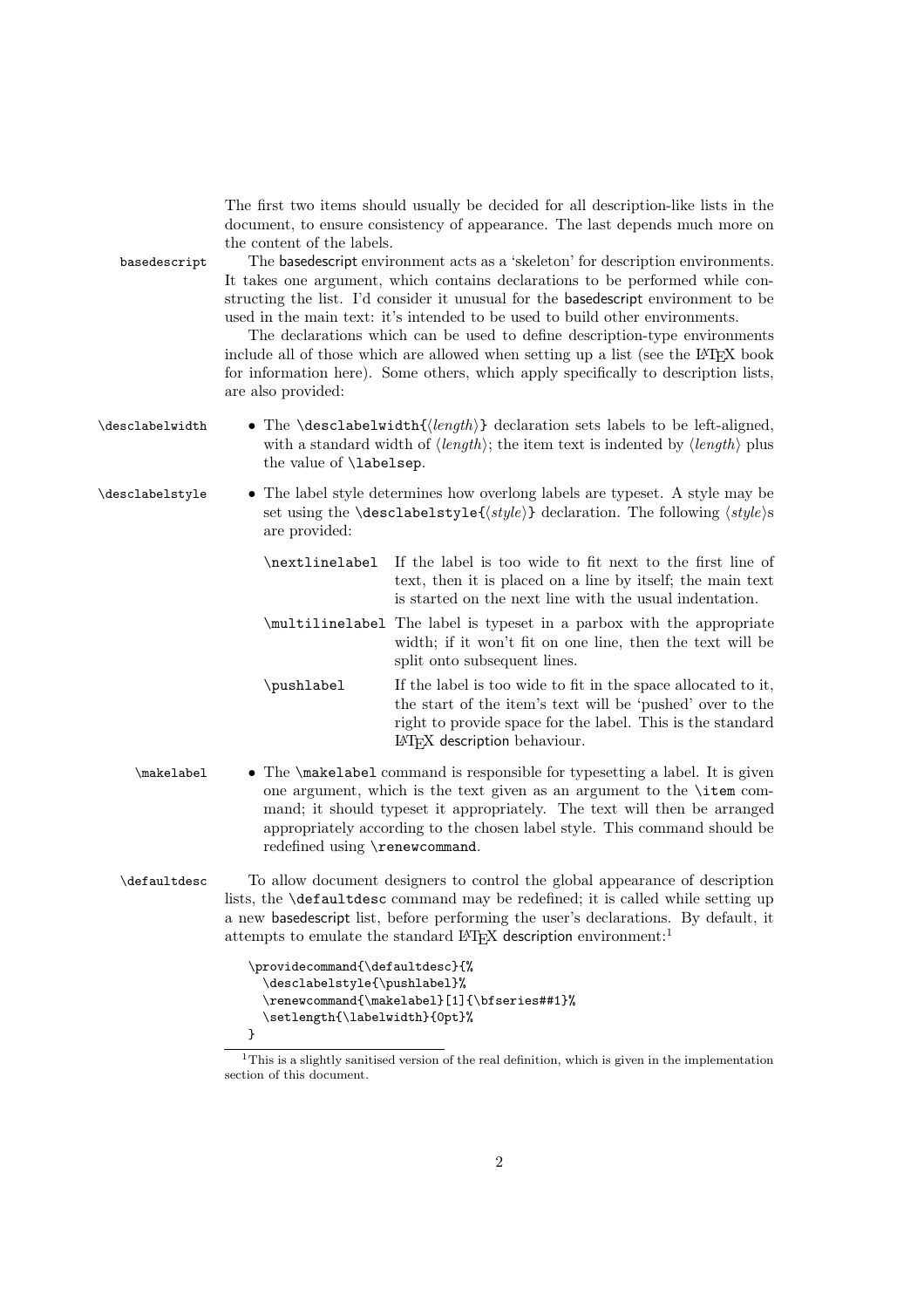The first two items should usually be decided for all description-like lists in the document, to ensure consistency of appearance. The last depends much more on the content of the labels.

`basedescript` The basedescript environment acts as a 'skeleton' for description environments. It takes one argument, which contains declarations to be performed while constructing the list. I'd consider it unusual for the basedescript environment to be used in the main text: it's intended to be used to build other environments.

The declarations which can be used to define description-type environments include all of those which are allowed when setting up a list (see the LaTeX book for information here). Some others, which apply specifically to description lists, are also provided:

- `\desclabelwidth` The `\desclabelwidth{`⟨*length*⟩`}` declaration sets labels to be left-aligned, with a standard width of ⟨*length*⟩; the item text is indented by ⟨*length*⟩ plus the value of `\labelsep`.

- `\desclabelstyle` The label style determines how overlong labels are typeset. A style may be set using the `\desclabelstyle{`⟨*style*⟩`}` declaration. The following ⟨*style*⟩s are provided:

  - `\nextlinelabel` If the label is too wide to fit next to the first line of text, then it is placed on a line by itself; the main text is started on the next line with the usual indentation.
  - `\multilinelabel` The label is typeset in a parbox with the appropriate width; if it won't fit on one line, then the text will be split onto subsequent lines.
  - `\pushlabel` If the label is too wide to fit in the space allocated to it, the start of the item's text will be 'pushed' over to the right to provide space for the label. This is the standard LaTeX description behaviour.

- `\makelabel` The `\makelabel` command is responsible for typesetting a label. It is given one argument, which is the text given as an argument to the `\item` command; it should typeset it appropriately. The text will then be arranged appropriately according to the chosen label style. This command should be redefined using `\renewcommand`.

`\defaultdesc` To allow document designers to control the global appearance of description lists, the `\defaultdesc` command may be redefined; it is called while setting up a new basedescript list, before performing the user's declarations. By default, it attempts to emulate the standard LaTeX description environment:[1]

```
\providecommand{\defaultdesc}{%
  \desclabelstyle{\pushlabel}%
  \renewcommand{\makelabel}[1]{\bfseries##1}%
  \setlength{\labelwidth}{0pt}%
}
```

[1] This is a slightly sanitised version of the real definition, which is given in the implementation section of this document.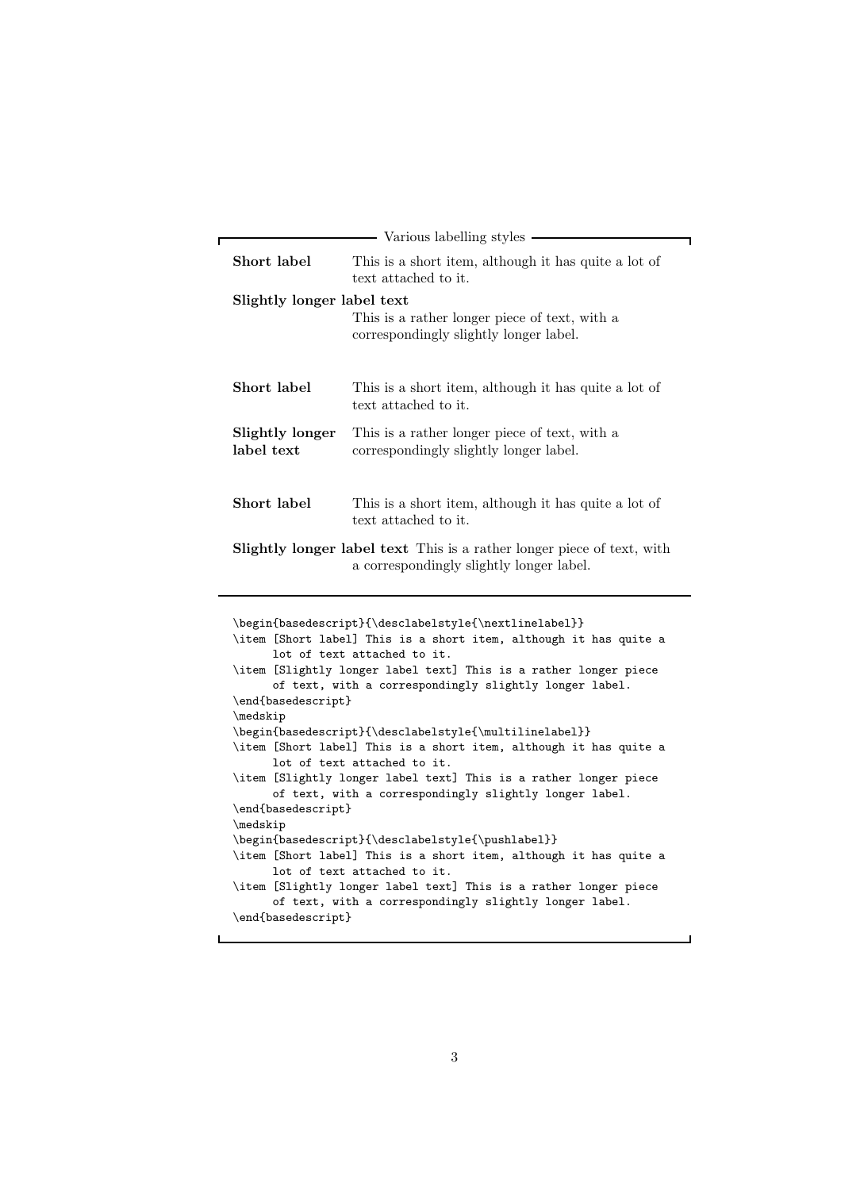Various labelling styles

**Short label**
: This is a short item, although it has quite a lot of text attached to it.

**Slightly longer label text**
: This is a rather longer piece of text, with a correspondingly slightly longer label.

**Short label**
: This is a short item, although it has quite a lot of text attached to it.

**Slightly longer label text**
: This is a rather longer piece of text, with a correspondingly slightly longer label.

**Short label**
: This is a short item, although it has quite a lot of text attached to it.

**Slightly longer label text** This is a rather longer piece of text, with a correspondingly slightly longer label.

```
\begin{basedescript}{\desclabelstyle{\nextlinelabel}}
\item [Short label] This is a short item, although it has quite a
      lot of text attached to it.
\item [Slightly longer label text] This is a rather longer piece
      of text, with a correspondingly slightly longer label.
\end{basedescript}
\medskip
\begin{basedescript}{\desclabelstyle{\multilinelabel}}
\item [Short label] This is a short item, although it has quite a
      lot of text attached to it.
\item [Slightly longer label text] This is a rather longer piece
      of text, with a correspondingly slightly longer label.
\end{basedescript}
\medskip
\begin{basedescript}{\desclabelstyle{\pushlabel}}
\item [Short label] This is a short item, although it has quite a
      lot of text attached to it.
\item [Slightly longer label text] This is a rather longer piece
      of text, with a correspondingly slightly longer label.
\end{basedescript}
```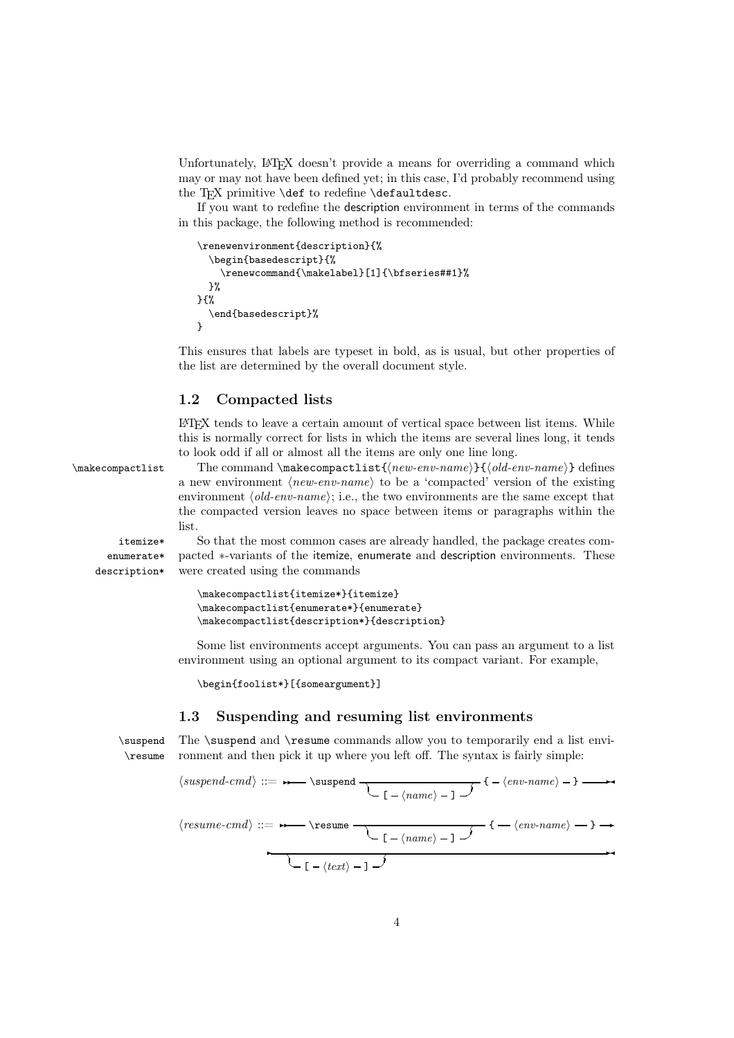Unfortunately, LaTeX doesn't provide a means for overriding a command which may or may not have been defined yet; in this case, I'd probably recommend using the TeX primitive `\def` to redefine `\defaultdesc`.

If you want to redefine the description environment in terms of the commands in this package, the following method is recommended:

```
\renewenvironment{description}{%
  \begin{basedescript}{%
    \renewcommand{\makelabel}[1]{\bfseries##1}%
  }%
}{%
  \end{basedescript}%
}
```

This ensures that labels are typeset in bold, as is usual, but other properties of the list are determined by the overall document style.

## 1.2 Compacted lists

LaTeX tends to leave a certain amount of vertical space between list items. While this is normally correct for lists in which the items are several lines long, it tends to look odd if all or almost all the items are only one line long.

`\makecompactlist` The command `\makecompactlist{`⟨*new-env-name*⟩`}{`⟨*old-env-name*⟩`}` defines a new environment ⟨*new-env-name*⟩ to be a 'compacted' version of the existing environment ⟨*old-env-name*⟩; i.e., the two environments are the same except that the compacted version leaves no space between items or paragraphs within the list.

`itemize*` `enumerate*` `description*` So that the most common cases are already handled, the package creates compacted ∗-variants of the itemize, enumerate and description environments. These were created using the commands

```
\makecompactlist{itemize*}{itemize}
\makecompactlist{enumerate*}{enumerate}
\makecompactlist{description*}{description}
```

Some list environments accept arguments. You can pass an argument to a list environment using an optional argument to its compact variant. For example,

```
\begin{foolist*}[{someargument}]
```

## 1.3 Suspending and resuming list environments

`\suspend` `\resume` The `\suspend` and `\resume` commands allow you to temporarily end a list environment and then pick it up where you left off. The syntax is fairly simple:

⟨*suspend-cmd*⟩ ::= `\suspend` [ `[` ⟨*name*⟩ `]` ] `{` ⟨*env-name*⟩ `}`

⟨*resume-cmd*⟩ ::= `\resume` [ `[` ⟨*name*⟩ `]` ] `{` ⟨*env-name*⟩ `}` [ `[` ⟨*text*⟩ `]` ]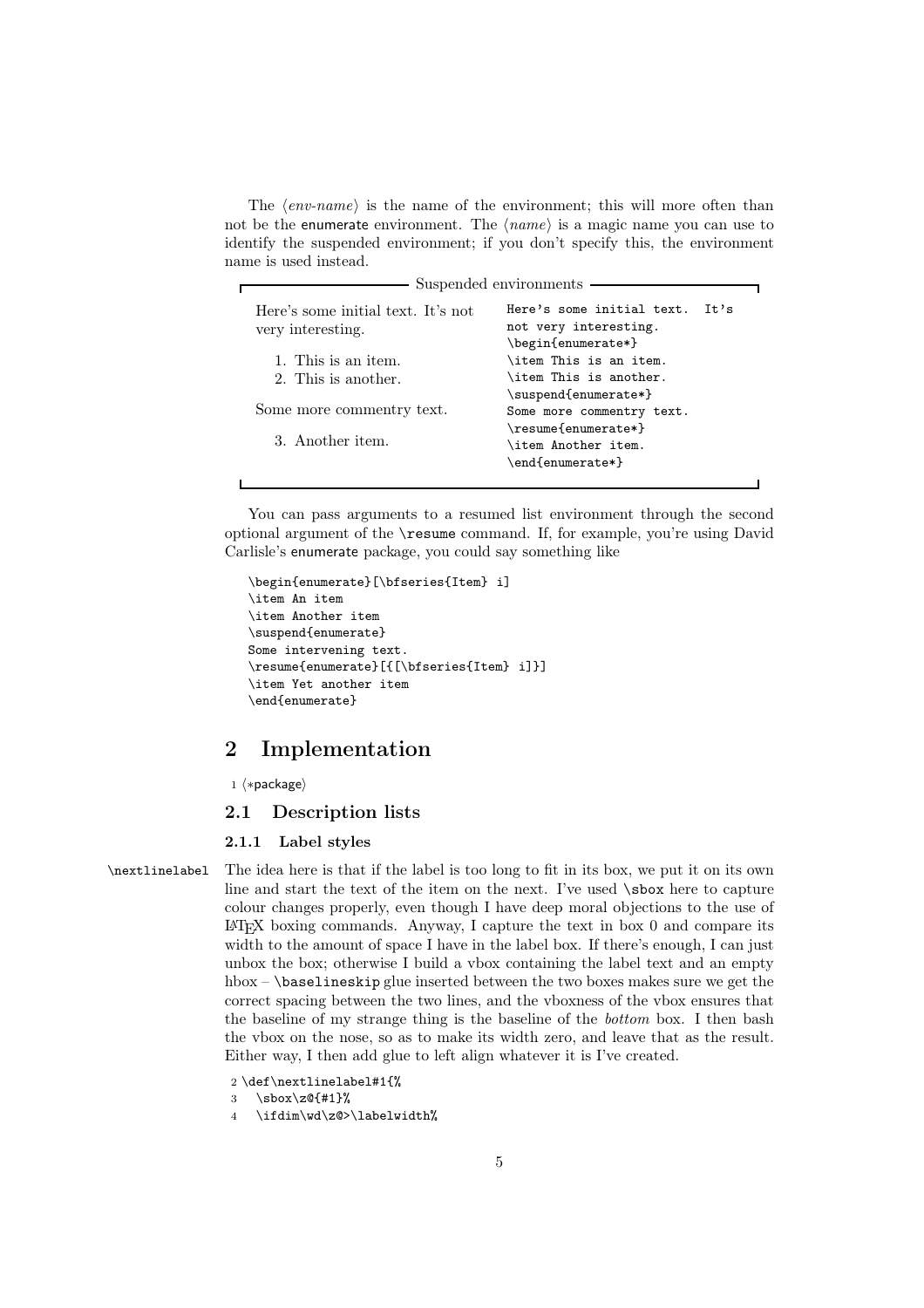The ⟨*env-name*⟩ is the name of the environment; this will more often than not be the enumerate environment. The ⟨*name*⟩ is a magic name you can use to identify the suspended environment; if you don't specify this, the environment name is used instead.

Suspended environments

Here's some initial text. It's not very interesting.

1. This is an item.
2. This is another.

Some more commentry text.

3. Another item.

```
Here's some initial text.  It's
not very interesting.
\begin{enumerate*}
\item This is an item.
\item This is another.
\suspend{enumerate*}
Some more commentry text.
\resume{enumerate*}
\item Another item.
\end{enumerate*}
```

You can pass arguments to a resumed list environment through the second optional argument of the `\resume` command. If, for example, you're using David Carlisle's enumerate package, you could say something like

```
\begin{enumerate}[\bfseries{Item} i]
\item An item
\item Another item
\suspend{enumerate}
Some intervening text.
\resume{enumerate}[{[\bfseries{Item} i]}]
\item Yet another item
\end{enumerate}
```

# 2 Implementation

1 ⟨*package⟩

## 2.1 Description lists

### 2.1.1 Label styles

`\nextlinelabel` The idea here is that if the label is too long to fit in its box, we put it on its own line and start the text of the item on the next. I've used `\sbox` here to capture colour changes properly, even though I have deep moral objections to the use of LaTeX boxing commands. Anyway, I capture the text in box 0 and compare its width to the amount of space I have in the label box. If there's enough, I can just unbox the box; otherwise I build a vbox containing the label text and an empty hbox – `\baselineskip` glue inserted between the two boxes makes sure we get the correct spacing between the two lines, and the vboxness of the vbox ensures that the baseline of my strange thing is the baseline of the *bottom* box. I then bash the vbox on the nose, so as to make its width zero, and leave that as the result. Either way, I then add glue to left align whatever it is I've created.

```
2 \def\nextlinelabel#1{%
3   \sbox\z@{#1}%
4   \ifdim\wd\z@>\labelwidth%
```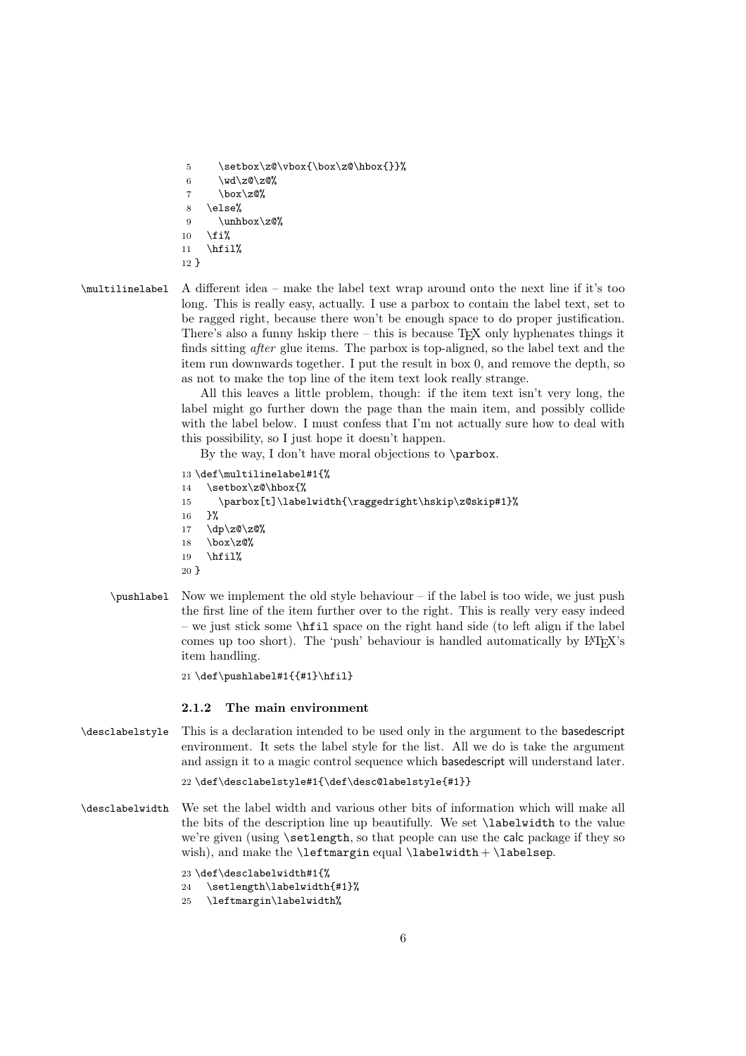```
5     \setbox\z@\vbox{\box\z@\hbox{}}%
6     \wd\z@\z@%
7     \box\z@%
8   \else%
9     \unhbox\z@%
10  \fi%
11  \hfil%
12 }
```

`\multilinelabel` A different idea – make the label text wrap around onto the next line if it's too long. This is really easy, actually. I use a parbox to contain the label text, set to be ragged right, because there won't be enough space to do proper justification. There's also a funny hskip there – this is because TEX only hyphenates things it finds sitting *after* glue items. The parbox is top-aligned, so the label text and the item run downwards together. I put the result in box 0, and remove the depth, so as not to make the top line of the item text look really strange.

All this leaves a little problem, though: if the item text isn't very long, the label might go further down the page than the main item, and possibly collide with the label below. I must confess that I'm not actually sure how to deal with this possibility, so I just hope it doesn't happen.

By the way, I don't have moral objections to `\parbox`.

```
13 \def\multilinelabel#1{%
14   \setbox\z@\hbox{%
15     \parbox[t]\labelwidth{\raggedright\hskip\z@skip#1}%
16   }%
17   \dp\z@\z@%
18   \box\z@%
19   \hfil%
20 }
```

`\pushlabel` Now we implement the old style behaviour – if the label is too wide, we just push the first line of the item further over to the right. This is really very easy indeed – we just stick some `\hfil` space on the right hand side (to left align if the label comes up too short). The 'push' behaviour is handled automatically by LATEX's item handling.

```
21 \def\pushlabel#1{{#1}\hfil}
```

### 2.1.2 The main environment

`\desclabelstyle` This is a declaration intended to be used only in the argument to the basedescript environment. It sets the label style for the list. All we do is take the argument and assign it to a magic control sequence which basedescript will understand later.

```
22 \def\desclabelstyle#1{\def\desc@labelstyle{#1}}
```

`\desclabelwidth` We set the label width and various other bits of information which will make all the bits of the description line up beautifully. We set `\labelwidth` to the value we're given (using `\setlength`, so that people can use the calc package if they so wish), and make the `\leftmargin` equal `\labelwidth` + `\labelsep`.

```
23 \def\desclabelwidth#1{%
24   \setlength\labelwidth{#1}%
25   \leftmargin\labelwidth%
```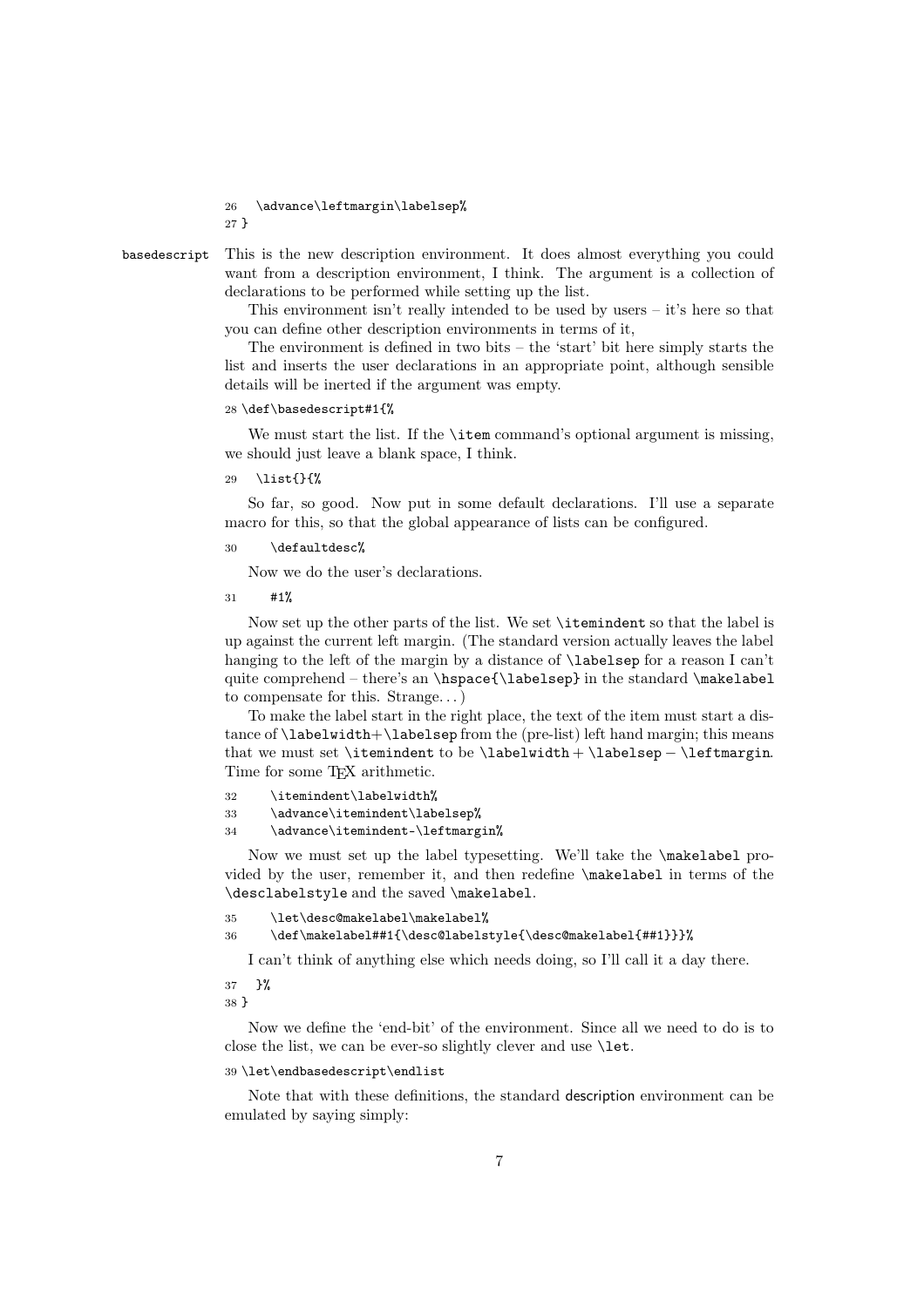```
26   \advance\leftmargin\labelsep%
27 }
```

**basedescript** This is the new description environment. It does almost everything you could want from a description environment, I think. The argument is a collection of declarations to be performed while setting up the list.

This environment isn't really intended to be used by users – it's here so that you can define other description environments in terms of it,

The environment is defined in two bits – the 'start' bit here simply starts the list and inserts the user declarations in an appropriate point, although sensible details will be inerted if the argument was empty.

```
28 \def\basedescript#1{%
```

We must start the list. If the `\item` command's optional argument is missing, we should just leave a blank space, I think.

```
29   \list{}{%
```

So far, so good. Now put in some default declarations. I'll use a separate macro for this, so that the global appearance of lists can be configured.

```
30     \defaultdesc%
```

Now we do the user's declarations.

```
31     #1%
```

Now set up the other parts of the list. We set `\itemindent` so that the label is up against the current left margin. (The standard version actually leaves the label hanging to the left of the margin by a distance of `\labelsep` for a reason I can't quite comprehend – there's an `\hspace{\labelsep}` in the standard `\makelabel` to compensate for this. Strange…)

To make the label start in the right place, the text of the item must start a distance of `\labelwidth`+`\labelsep` from the (pre-list) left hand margin; this means that we must set `\itemindent` to be `\labelwidth` + `\labelsep` − `\leftmargin`. Time for some TeX arithmetic.

```
32     \itemindent\labelwidth%
33     \advance\itemindent\labelsep%
34     \advance\itemindent-\leftmargin%
```

Now we must set up the label typesetting. We'll take the `\makelabel` provided by the user, remember it, and then redefine `\makelabel` in terms of the `\desclabelstyle` and the saved `\makelabel`.

```
35     \let\desc@makelabel\makelabel%
36     \def\makelabel##1{\desc@labelstyle{\desc@makelabel{##1}}}%
```

I can't think of anything else which needs doing, so I'll call it a day there.

```
37   }%
38 }
```

Now we define the 'end-bit' of the environment. Since all we need to do is to close the list, we can be ever-so slightly clever and use `\let`.

```
39 \let\endbasedescript\endlist
```

Note that with these definitions, the standard description environment can be emulated by saying simply: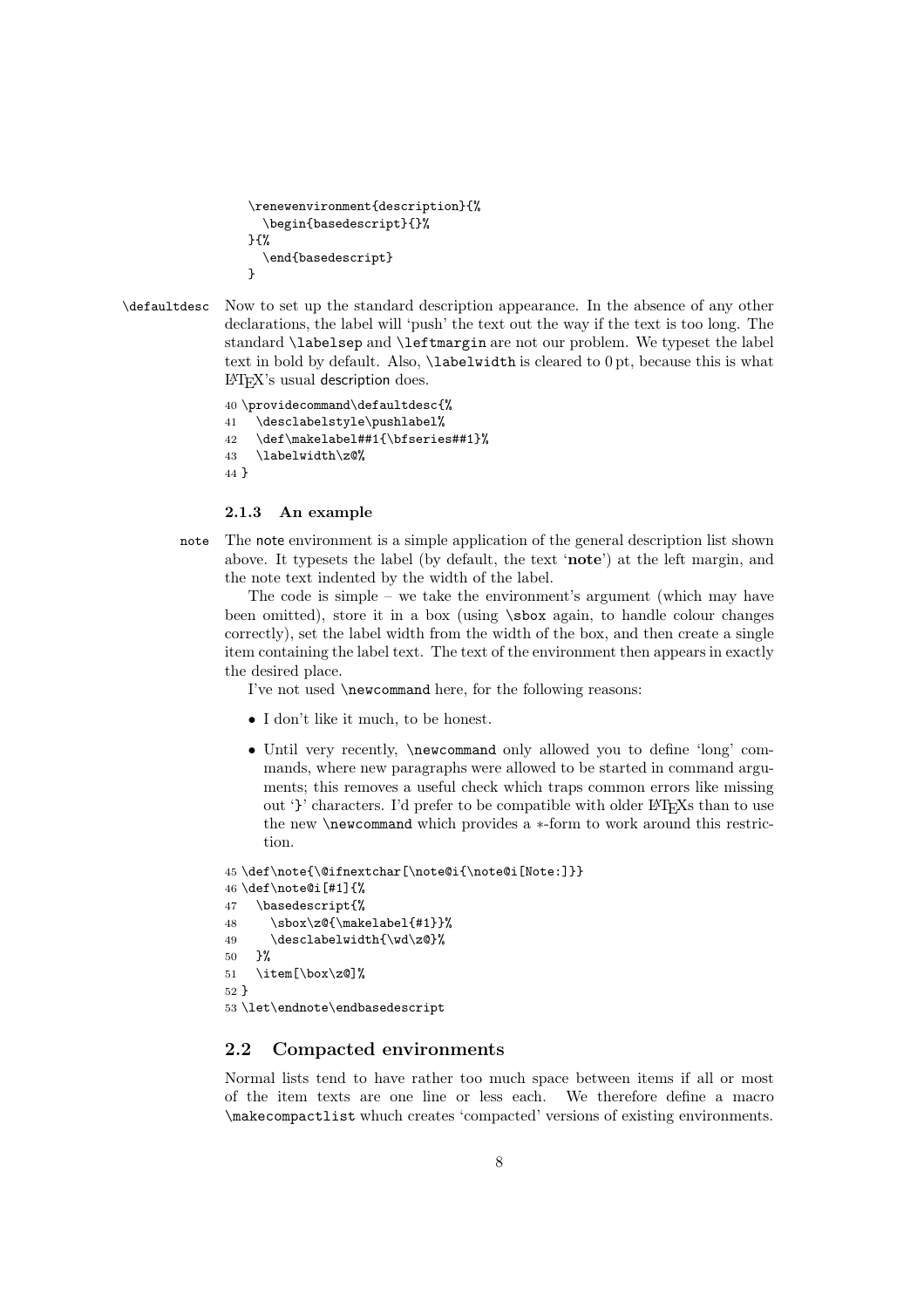```
\renewenvironment{description}{%
  \begin{basedescript}{}%
}{%
  \end{basedescript}
}
```

\defaultdesc Now to set up the standard description appearance. In the absence of any other declarations, the label will 'push' the text out the way if the text is too long. The standard \labelsep and \leftmargin are not our problem. We typeset the label text in bold by default. Also, \labelwidth is cleared to 0 pt, because this is what LaTeX's usual description does.

```
40 \providecommand\defaultdesc{%
41   \desclabelstyle\pushlabel%
42   \def\makelabel##1{\bfseries##1}%
43   \labelwidth\z@%
44 }
```

### 2.1.3 An example

note The note environment is a simple application of the general description list shown above. It typesets the label (by default, the text '**note**') at the left margin, and the note text indented by the width of the label.

The code is simple – we take the environment's argument (which may have been omitted), store it in a box (using \sbox again, to handle colour changes correctly), set the label width from the width of the box, and then create a single item containing the label text. The text of the environment then appears in exactly the desired place.

I've not used \newcommand here, for the following reasons:

- I don't like it much, to be honest.
- Until very recently, \newcommand only allowed you to define 'long' commands, where new paragraphs were allowed to be started in command arguments; this removes a useful check which traps common errors like missing out '}' characters. I'd prefer to be compatible with older LaTeXs than to use the new \newcommand which provides a ∗-form to work around this restriction.

```
45 \def\note{\@ifnextchar[\note@i{\note@i[Note:]}}
46 \def\note@i[#1]{%
47   \basedescript{%
48     \sbox\z@{\makelabel{#1}}%
49     \desclabelwidth{\wd\z@}%
50   }%
51   \item[\box\z@]%
52 }
53 \let\endnote\endbasedescript
```

## 2.2 Compacted environments

Normal lists tend to have rather too much space between items if all or most of the item texts are one line or less each. We therefore define a macro \makecompactlist whuch creates 'compacted' versions of existing environments.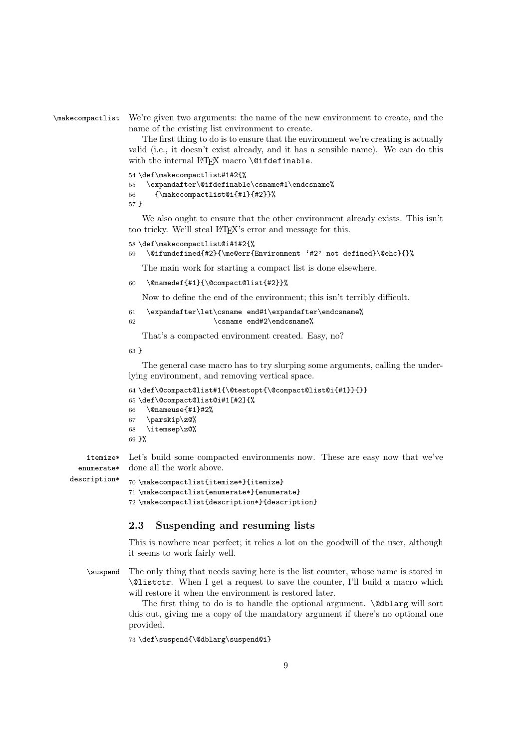\makecompactlist We're given two arguments: the name of the new environment to create, and the name of the existing list environment to create.

The first thing to do is to ensure that the environment we're creating is actually valid (i.e., it doesn't exist already, and it has a sensible name). We can do this with the internal LaTeX macro `\@ifdefinable`.

```
54 \def\makecompactlist#1#2{%
55   \expandafter\@ifdefinable\csname#1\endcsname%
56     {\makecompactlist@i{#1}{#2}}%
57 }
```

We also ought to ensure that the other environment already exists. This isn't too tricky. We'll steal LaTeX's error and message for this.

```
58 \def\makecompactlist@i#1#2{%
59   \@ifundefined{#2}{\me@err{Environment `#2' not defined}\@ehc}{}%
```

The main work for starting a compact list is done elsewhere.

```
60   \@namedef{#1}{\@compact@list{#2}}%
```

Now to define the end of the environment; this isn't terribly difficult.

```
61   \expandafter\let\csname end#1\expandafter\endcsname%
62                   \csname end#2\endcsname%
```

That's a compacted environment created. Easy, no?

```
63 }
```

The general case macro has to try slurping some arguments, calling the underlying environment, and removing vertical space.

```
64 \def\@compact@list#1{\@testopt{\@compact@list@i{#1}}{}}
65 \def\@compact@list@i#1[#2]{%
66   \@nameuse{#1}#2%
67   \parskip\z@%
68   \itemsep\z@%
69 }%
```

itemize* enumerate* description* Let's build some compacted environments now. These are easy now that we've done all the work above.

```
70 \makecompactlist{itemize*}{itemize}
71 \makecompactlist{enumerate*}{enumerate}
72 \makecompactlist{description*}{description}
```

## 2.3 Suspending and resuming lists

This is nowhere near perfect; it relies a lot on the goodwill of the user, although it seems to work fairly well.

\suspend The only thing that needs saving here is the list counter, whose name is stored in `\@listctr`. When I get a request to save the counter, I'll build a macro which will restore it when the environment is restored later.

The first thing to do is to handle the optional argument. `\@dblarg` will sort this out, giving me a copy of the mandatory argument if there's no optional one provided.

```
73 \def\suspend{\@dblarg\suspend@i}
```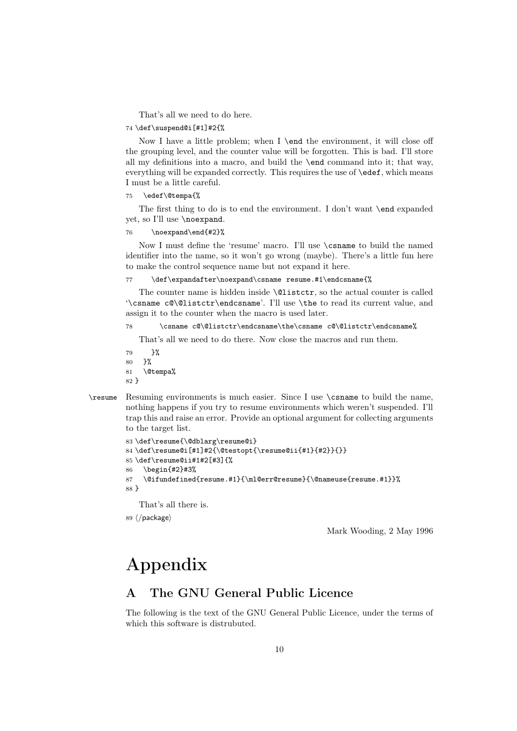That's all we need to do here.

```
74 \def\suspend@i[#1]#2{%
```

Now I have a little problem; when I `\end` the environment, it will close off the grouping level, and the counter value will be forgotten. This is bad. I'll store all my definitions into a macro, and build the `\end` command into it; that way, everything will be expanded correctly. This requires the use of `\edef`, which means I must be a little careful.

```
75   \edef\@tempa{%
```

The first thing to do is to end the environment. I don't want `\end` expanded yet, so I'll use `\noexpand`.

```
76     \noexpand\end{#2}%
```

Now I must define the 'resume' macro. I'll use `\csname` to build the named identifier into the name, so it won't go wrong (maybe). There's a little fun here to make the control sequence name but not expand it here.

```
77     \def\expandafter\noexpand\csname resume.#1\endcsname{%
```

The counter name is hidden inside `\@listctr`, so the actual counter is called '`\csname c@\@listctr\endcsname`'. I'll use `\the` to read its current value, and assign it to the counter when the macro is used later.

```
78       \csname c@\@listctr\endcsname\the\csname c@\@listctr\endcsname%
```

That's all we need to do there. Now close the macros and run them.

```
79     }%
80   }%
81   \@tempa%
82 }
```

`\resume` Resuming environments is much easier. Since I use `\csname` to build the name, nothing happens if you try to resume environments which weren't suspended. I'll trap this and raise an error. Provide an optional argument for collecting arguments to the target list.

```
83 \def\resume{\@dblarg\resume@i}
84 \def\resume@i[#1]#2{\@testopt{\resume@ii{#1}{#2}}{}}
85 \def\resume@ii#1#2[#3]{%
86   \begin{#2}#3%
87   \@ifundefined{resume.#1}{\ml@err@resume}{\@nameuse{resume.#1}}%
88 }
```

That's all there is.

```
89 ⟨/package⟩
```

Mark Wooding, 2 May 1996

# Appendix

## A The GNU General Public Licence

The following is the text of the GNU General Public Licence, under the terms of which this software is distrubuted.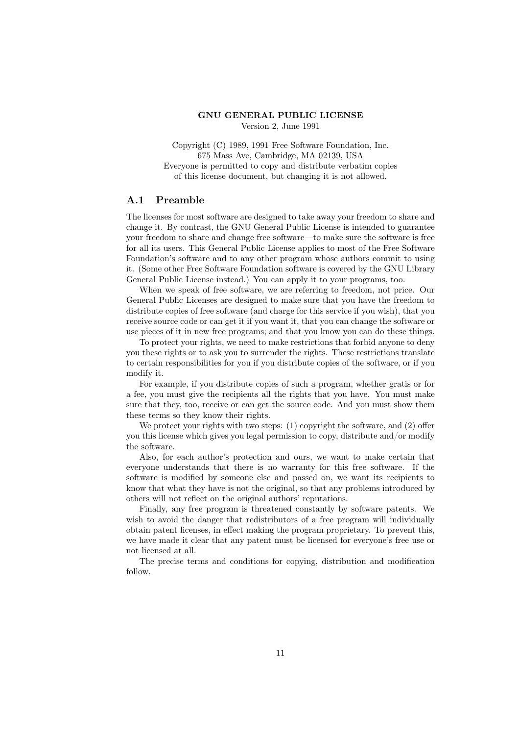**GNU GENERAL PUBLIC LICENSE**

Version 2, June 1991

Copyright (C) 1989, 1991 Free Software Foundation, Inc.
675 Mass Ave, Cambridge, MA 02139, USA
Everyone is permitted to copy and distribute verbatim copies
of this license document, but changing it is not allowed.

## A.1 Preamble

The licenses for most software are designed to take away your freedom to share and change it. By contrast, the GNU General Public License is intended to guarantee your freedom to share and change free software—to make sure the software is free for all its users. This General Public License applies to most of the Free Software Foundation's software and to any other program whose authors commit to using it. (Some other Free Software Foundation software is covered by the GNU Library General Public License instead.) You can apply it to your programs, too.

When we speak of free software, we are referring to freedom, not price. Our General Public Licenses are designed to make sure that you have the freedom to distribute copies of free software (and charge for this service if you wish), that you receive source code or can get it if you want it, that you can change the software or use pieces of it in new free programs; and that you know you can do these things.

To protect your rights, we need to make restrictions that forbid anyone to deny you these rights or to ask you to surrender the rights. These restrictions translate to certain responsibilities for you if you distribute copies of the software, or if you modify it.

For example, if you distribute copies of such a program, whether gratis or for a fee, you must give the recipients all the rights that you have. You must make sure that they, too, receive or can get the source code. And you must show them these terms so they know their rights.

We protect your rights with two steps: (1) copyright the software, and (2) offer you this license which gives you legal permission to copy, distribute and/or modify the software.

Also, for each author's protection and ours, we want to make certain that everyone understands that there is no warranty for this free software. If the software is modified by someone else and passed on, we want its recipients to know that what they have is not the original, so that any problems introduced by others will not reflect on the original authors' reputations.

Finally, any free program is threatened constantly by software patents. We wish to avoid the danger that redistributors of a free program will individually obtain patent licenses, in effect making the program proprietary. To prevent this, we have made it clear that any patent must be licensed for everyone's free use or not licensed at all.

The precise terms and conditions for copying, distribution and modification follow.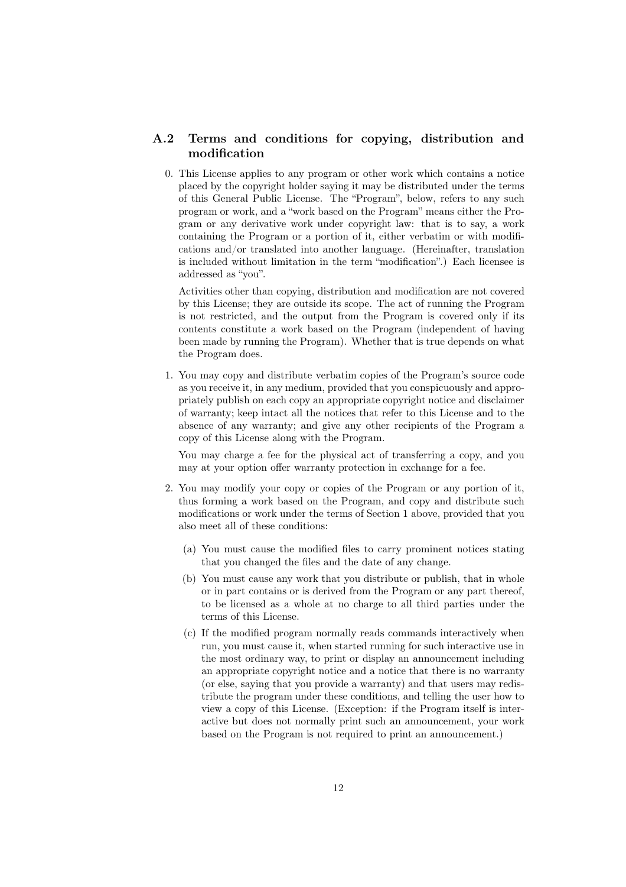## A.2 Terms and conditions for copying, distribution and modification

0. This License applies to any program or other work which contains a notice placed by the copyright holder saying it may be distributed under the terms of this General Public License. The "Program", below, refers to any such program or work, and a "work based on the Program" means either the Program or any derivative work under copyright law: that is to say, a work containing the Program or a portion of it, either verbatim or with modifications and/or translated into another language. (Hereinafter, translation is included without limitation in the term "modification".) Each licensee is addressed as "you".

   Activities other than copying, distribution and modification are not covered by this License; they are outside its scope. The act of running the Program is not restricted, and the output from the Program is covered only if its contents constitute a work based on the Program (independent of having been made by running the Program). Whether that is true depends on what the Program does.

1. You may copy and distribute verbatim copies of the Program's source code as you receive it, in any medium, provided that you conspicuously and appropriately publish on each copy an appropriate copyright notice and disclaimer of warranty; keep intact all the notices that refer to this License and to the absence of any warranty; and give any other recipients of the Program a copy of this License along with the Program.

   You may charge a fee for the physical act of transferring a copy, and you may at your option offer warranty protection in exchange for a fee.

2. You may modify your copy or copies of the Program or any portion of it, thus forming a work based on the Program, and copy and distribute such modifications or work under the terms of Section 1 above, provided that you also meet all of these conditions:

   (a) You must cause the modified files to carry prominent notices stating that you changed the files and the date of any change.

   (b) You must cause any work that you distribute or publish, that in whole or in part contains or is derived from the Program or any part thereof, to be licensed as a whole at no charge to all third parties under the terms of this License.

   (c) If the modified program normally reads commands interactively when run, you must cause it, when started running for such interactive use in the most ordinary way, to print or display an announcement including an appropriate copyright notice and a notice that there is no warranty (or else, saying that you provide a warranty) and that users may redistribute the program under these conditions, and telling the user how to view a copy of this License. (Exception: if the Program itself is interactive but does not normally print such an announcement, your work based on the Program is not required to print an announcement.)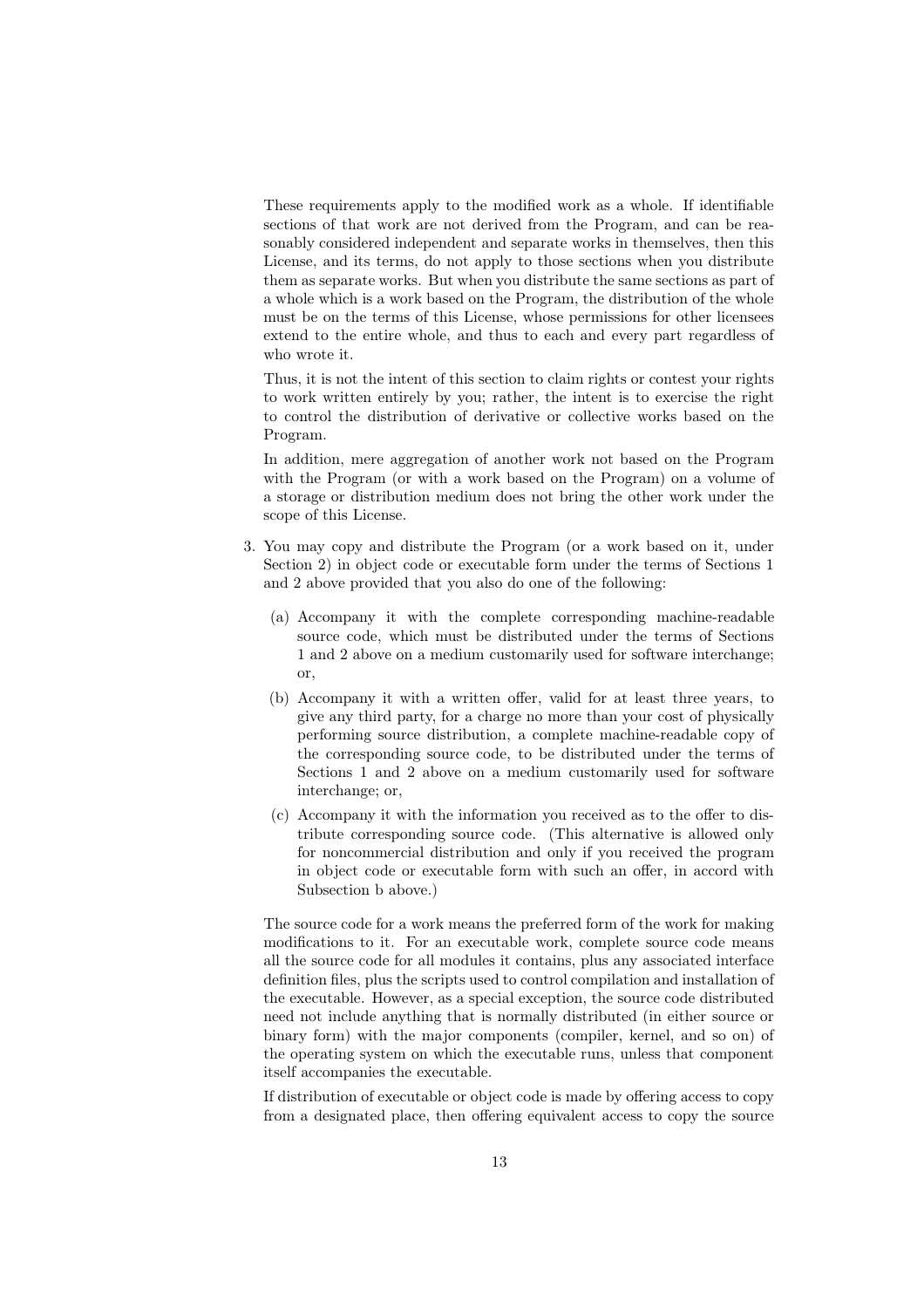These requirements apply to the modified work as a whole. If identifiable sections of that work are not derived from the Program, and can be reasonably considered independent and separate works in themselves, then this License, and its terms, do not apply to those sections when you distribute them as separate works. But when you distribute the same sections as part of a whole which is a work based on the Program, the distribution of the whole must be on the terms of this License, whose permissions for other licensees extend to the entire whole, and thus to each and every part regardless of who wrote it.

Thus, it is not the intent of this section to claim rights or contest your rights to work written entirely by you; rather, the intent is to exercise the right to control the distribution of derivative or collective works based on the Program.

In addition, mere aggregation of another work not based on the Program with the Program (or with a work based on the Program) on a volume of a storage or distribution medium does not bring the other work under the scope of this License.

3. You may copy and distribute the Program (or a work based on it, under Section 2) in object code or executable form under the terms of Sections 1 and 2 above provided that you also do one of the following:

   (a) Accompany it with the complete corresponding machine-readable source code, which must be distributed under the terms of Sections 1 and 2 above on a medium customarily used for software interchange; or,

   (b) Accompany it with a written offer, valid for at least three years, to give any third party, for a charge no more than your cost of physically performing source distribution, a complete machine-readable copy of the corresponding source code, to be distributed under the terms of Sections 1 and 2 above on a medium customarily used for software interchange; or,

   (c) Accompany it with the information you received as to the offer to distribute corresponding source code. (This alternative is allowed only for noncommercial distribution and only if you received the program in object code or executable form with such an offer, in accord with Subsection b above.)

   The source code for a work means the preferred form of the work for making modifications to it. For an executable work, complete source code means all the source code for all modules it contains, plus any associated interface definition files, plus the scripts used to control compilation and installation of the executable. However, as a special exception, the source code distributed need not include anything that is normally distributed (in either source or binary form) with the major components (compiler, kernel, and so on) of the operating system on which the executable runs, unless that component itself accompanies the executable.

   If distribution of executable or object code is made by offering access to copy from a designated place, then offering equivalent access to copy the source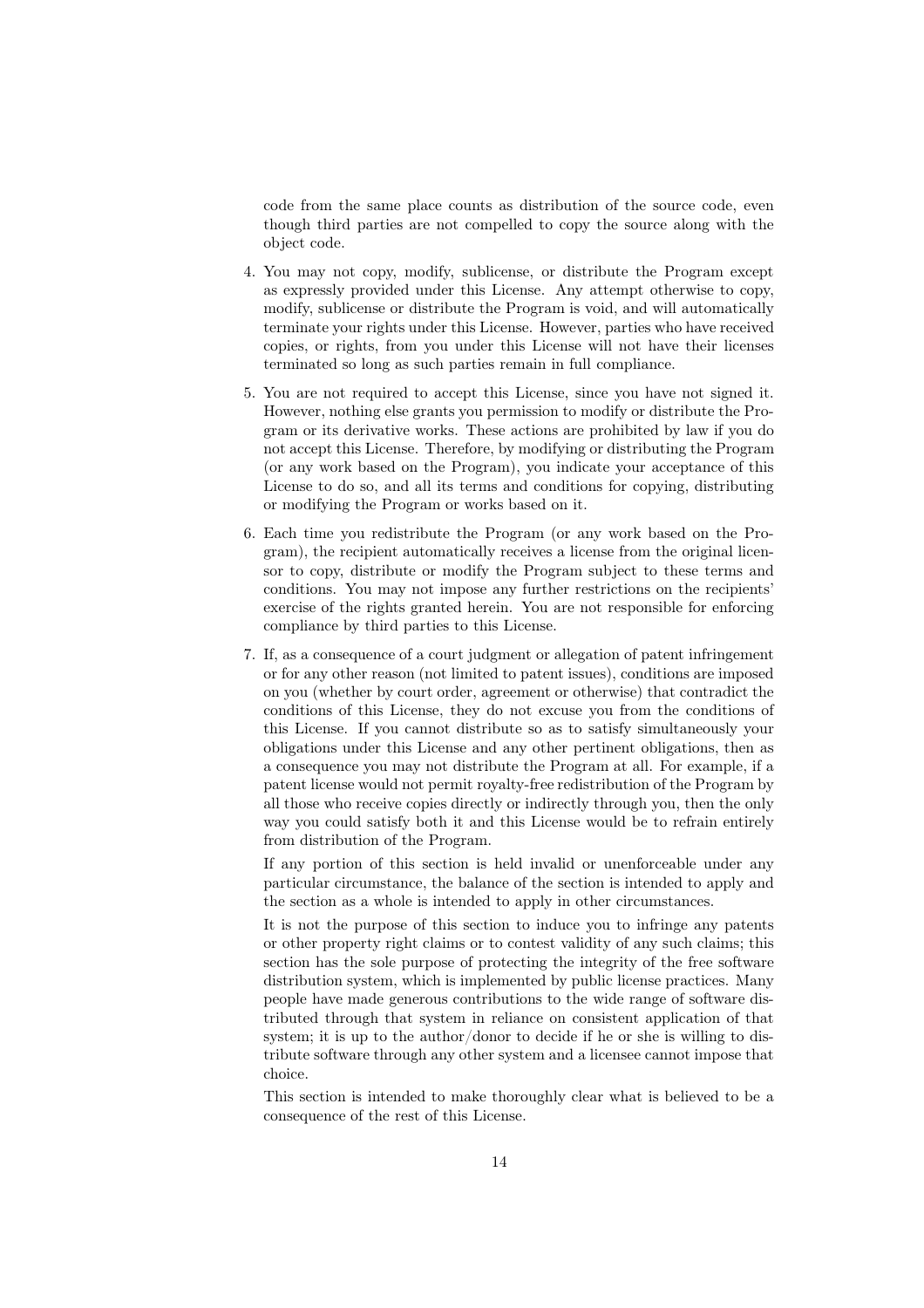code from the same place counts as distribution of the source code, even though third parties are not compelled to copy the source along with the object code.

4. You may not copy, modify, sublicense, or distribute the Program except as expressly provided under this License. Any attempt otherwise to copy, modify, sublicense or distribute the Program is void, and will automatically terminate your rights under this License. However, parties who have received copies, or rights, from you under this License will not have their licenses terminated so long as such parties remain in full compliance.

5. You are not required to accept this License, since you have not signed it. However, nothing else grants you permission to modify or distribute the Program or its derivative works. These actions are prohibited by law if you do not accept this License. Therefore, by modifying or distributing the Program (or any work based on the Program), you indicate your acceptance of this License to do so, and all its terms and conditions for copying, distributing or modifying the Program or works based on it.

6. Each time you redistribute the Program (or any work based on the Program), the recipient automatically receives a license from the original licensor to copy, distribute or modify the Program subject to these terms and conditions. You may not impose any further restrictions on the recipients' exercise of the rights granted herein. You are not responsible for enforcing compliance by third parties to this License.

7. If, as a consequence of a court judgment or allegation of patent infringement or for any other reason (not limited to patent issues), conditions are imposed on you (whether by court order, agreement or otherwise) that contradict the conditions of this License, they do not excuse you from the conditions of this License. If you cannot distribute so as to satisfy simultaneously your obligations under this License and any other pertinent obligations, then as a consequence you may not distribute the Program at all. For example, if a patent license would not permit royalty-free redistribution of the Program by all those who receive copies directly or indirectly through you, then the only way you could satisfy both it and this License would be to refrain entirely from distribution of the Program.

   If any portion of this section is held invalid or unenforceable under any particular circumstance, the balance of the section is intended to apply and the section as a whole is intended to apply in other circumstances.

   It is not the purpose of this section to induce you to infringe any patents or other property right claims or to contest validity of any such claims; this section has the sole purpose of protecting the integrity of the free software distribution system, which is implemented by public license practices. Many people have made generous contributions to the wide range of software distributed through that system in reliance on consistent application of that system; it is up to the author/donor to decide if he or she is willing to distribute software through any other system and a licensee cannot impose that choice.

   This section is intended to make thoroughly clear what is believed to be a consequence of the rest of this License.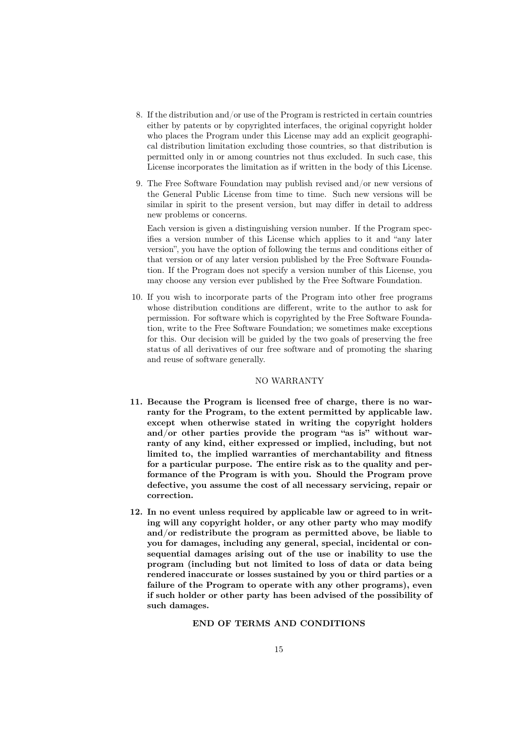8. If the distribution and/or use of the Program is restricted in certain countries either by patents or by copyrighted interfaces, the original copyright holder who places the Program under this License may add an explicit geographical distribution limitation excluding those countries, so that distribution is permitted only in or among countries not thus excluded. In such case, this License incorporates the limitation as if written in the body of this License.

9. The Free Software Foundation may publish revised and/or new versions of the General Public License from time to time. Such new versions will be similar in spirit to the present version, but may differ in detail to address new problems or concerns.

   Each version is given a distinguishing version number. If the Program specifies a version number of this License which applies to it and "any later version", you have the option of following the terms and conditions either of that version or of any later version published by the Free Software Foundation. If the Program does not specify a version number of this License, you may choose any version ever published by the Free Software Foundation.

10. If you wish to incorporate parts of the Program into other free programs whose distribution conditions are different, write to the author to ask for permission. For software which is copyrighted by the Free Software Foundation, write to the Free Software Foundation; we sometimes make exceptions for this. Our decision will be guided by the two goals of preserving the free status of all derivatives of our free software and of promoting the sharing and reuse of software generally.

NO WARRANTY

11. **Because the Program is licensed free of charge, there is no warranty for the Program, to the extent permitted by applicable law. except when otherwise stated in writing the copyright holders and/or other parties provide the program "as is" without warranty of any kind, either expressed or implied, including, but not limited to, the implied warranties of merchantability and fitness for a particular purpose. The entire risk as to the quality and performance of the Program is with you. Should the Program prove defective, you assume the cost of all necessary servicing, repair or correction.**

12. **In no event unless required by applicable law or agreed to in writing will any copyright holder, or any other party who may modify and/or redistribute the program as permitted above, be liable to you for damages, including any general, special, incidental or consequential damages arising out of the use or inability to use the program (including but not limited to loss of data or data being rendered inaccurate or losses sustained by you or third parties or a failure of the Program to operate with any other programs), even if such holder or other party has been advised of the possibility of such damages.**

**END OF TERMS AND CONDITIONS**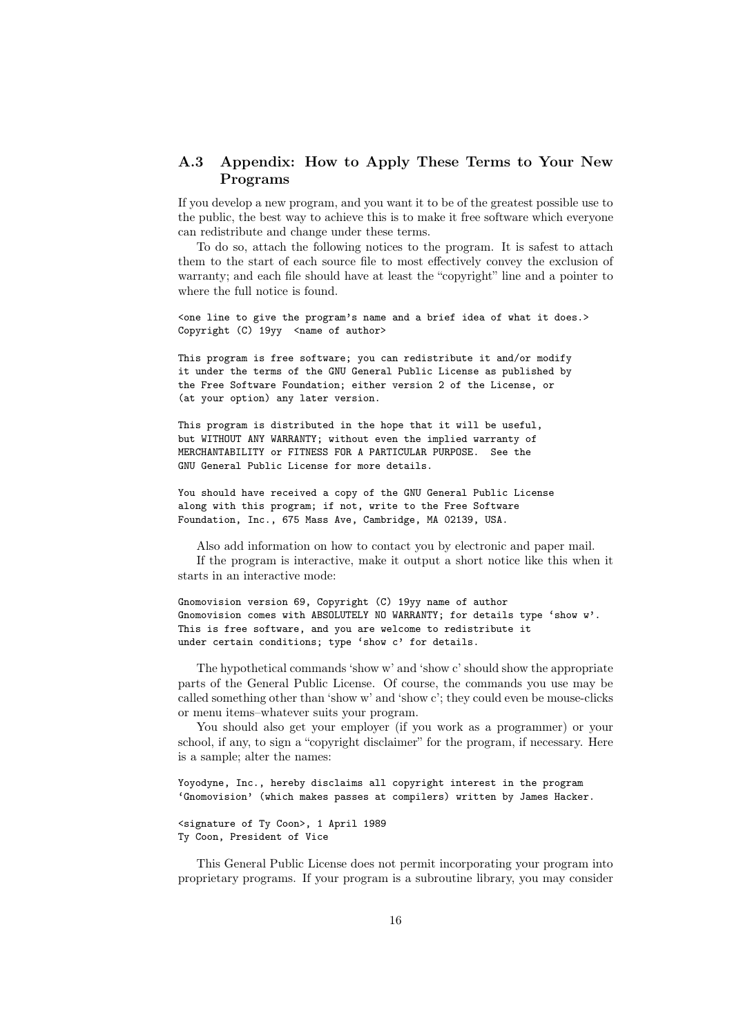## A.3 Appendix: How to Apply These Terms to Your New Programs

If you develop a new program, and you want it to be of the greatest possible use to the public, the best way to achieve this is to make it free software which everyone can redistribute and change under these terms.

To do so, attach the following notices to the program. It is safest to attach them to the start of each source file to most effectively convey the exclusion of warranty; and each file should have at least the "copyright" line and a pointer to where the full notice is found.

```
<one line to give the program's name and a brief idea of what it does.>
Copyright (C) 19yy  <name of author>

This program is free software; you can redistribute it and/or modify
it under the terms of the GNU General Public License as published by
the Free Software Foundation; either version 2 of the License, or
(at your option) any later version.

This program is distributed in the hope that it will be useful,
but WITHOUT ANY WARRANTY; without even the implied warranty of
MERCHANTABILITY or FITNESS FOR A PARTICULAR PURPOSE.  See the
GNU General Public License for more details.

You should have received a copy of the GNU General Public License
along with this program; if not, write to the Free Software
Foundation, Inc., 675 Mass Ave, Cambridge, MA 02139, USA.
```

Also add information on how to contact you by electronic and paper mail.

If the program is interactive, make it output a short notice like this when it starts in an interactive mode:

```
Gnomovision version 69, Copyright (C) 19yy name of author
Gnomovision comes with ABSOLUTELY NO WARRANTY; for details type 'show w'.
This is free software, and you are welcome to redistribute it
under certain conditions; type 'show c' for details.
```

The hypothetical commands 'show w' and 'show c' should show the appropriate parts of the General Public License. Of course, the commands you use may be called something other than 'show w' and 'show c'; they could even be mouse-clicks or menu items–whatever suits your program.

You should also get your employer (if you work as a programmer) or your school, if any, to sign a "copyright disclaimer" for the program, if necessary. Here is a sample; alter the names:

```
Yoyodyne, Inc., hereby disclaims all copyright interest in the program
'Gnomovision' (which makes passes at compilers) written by James Hacker.

<signature of Ty Coon>, 1 April 1989
Ty Coon, President of Vice
```

This General Public License does not permit incorporating your program into proprietary programs. If your program is a subroutine library, you may consider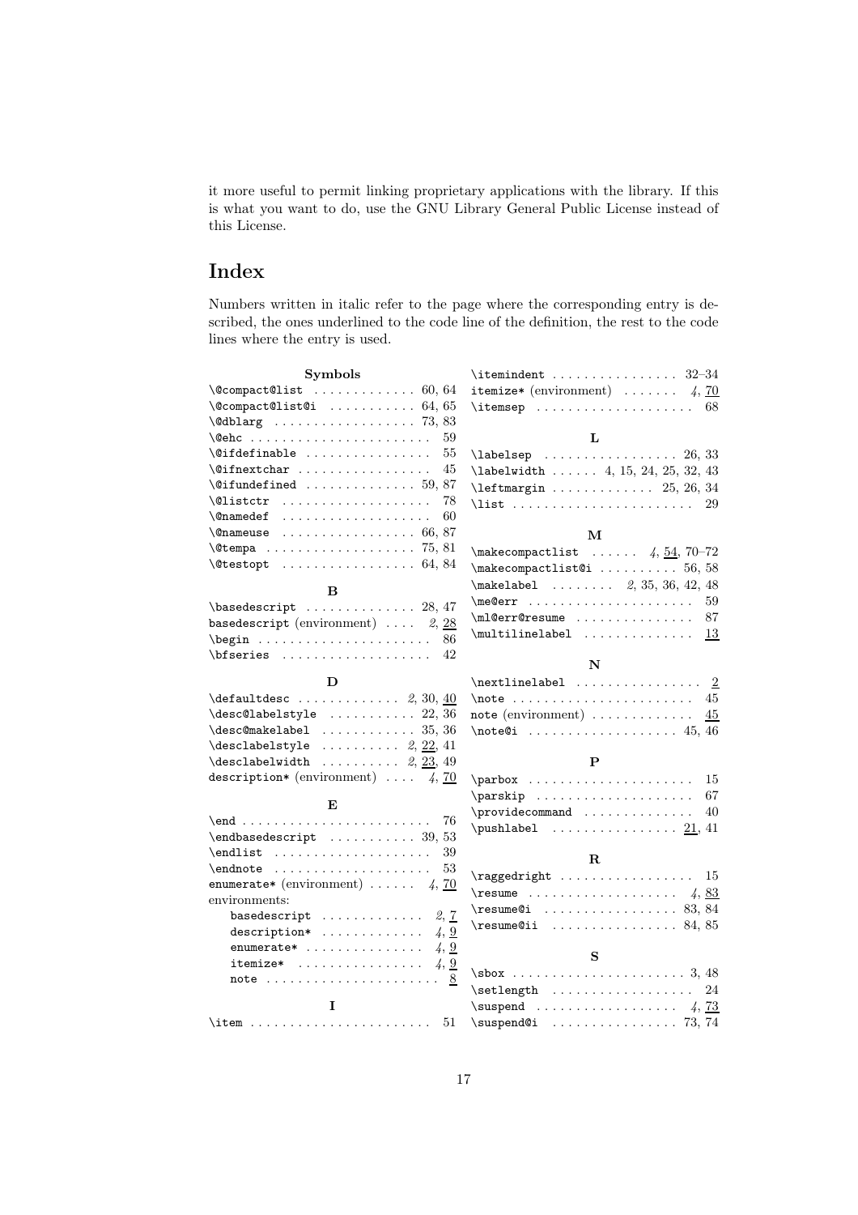it more useful to permit linking proprietary applications with the library. If this is what you want to do, use the GNU Library General Public License instead of this License.

# Index

Numbers written in italic refer to the page where the corresponding entry is described, the ones underlined to the code line of the definition, the rest to the code lines where the entry is used.

**Symbols**

`\@compact@list` .......... 60, 64
`\@compact@list@i` .......... 64, 65
`\@dblarg` .......... 73, 83
`\@ehc` .......... 59
`\@ifdefinable` .......... 55
`\@ifnextchar` .......... 45
`\@ifundefined` .......... 59, 87
`\@listctr` .......... 78
`\@namedef` .......... 60
`\@nameuse` .......... 66, 87
`\@tempa` .......... 75, 81
`\@testopt` .......... 64, 84

**B**

`\basedescript` .......... 28, 47
`basedescript` (environment) .......... *2*, <u>28</u>
`\begin` .......... 86
`\bfseries` .......... 42

**D**

`\defaultdesc` .......... *2*, 30, <u>40</u>
`\desc@labelstyle` .......... 22, 36
`\desc@makelabel` .......... 35, 36
`\desclabelstyle` .......... *2*, <u>22</u>, 41
`\desclabelwidth` .......... *2*, <u>23</u>, 49
`description*` (environment) .......... *4*, <u>70</u>

**E**

`\end` .......... 76
`\endbasedescript` .......... 39, 53
`\endlist` .......... 39
`\endnote` .......... 53
`enumerate*` (environment) .......... *4*, <u>70</u>
environments:
- `basedescript` .......... *2*, <u>7</u>
- `description*` .......... *4*, <u>9</u>
- `enumerate*` .......... *4*, <u>9</u>
- `itemize*` .......... *4*, <u>9</u>
- `note` .......... <u>8</u>

**I**

`\item` .......... 51
`\itemindent` .......... 32–34
`itemize*` (environment) .......... *4*, <u>70</u>
`\itemsep` .......... 68

**L**

`\labelsep` .......... 26, 33
`\labelwidth` .......... 4, 15, 24, 25, 32, 43
`\leftmargin` .......... 25, 26, 34
`\list` .......... 29

**M**

`\makecompactlist` .......... *4*, <u>54</u>, 70–72
`\makecompactlist@i` .......... 56, 58
`\makelabel` .......... *2*, 35, 36, 42, 48
`\me@err` .......... 59
`\ml@err@resume` .......... 87
`\multilinelabel` .......... <u>13</u>

**N**

`\nextlinelabel` .......... <u>2</u>
`\note` .......... 45
`note` (environment) .......... <u>45</u>
`\note@i` .......... 45, 46

**P**

`\parbox` .......... 15
`\parskip` .......... 67
`\providecommand` .......... 40
`\pushlabel` .......... <u>21</u>, 41

**R**

`\raggedright` .......... 15
`\resume` .......... *4*, <u>83</u>
`\resume@i` .......... 83, 84
`\resume@ii` .......... 84, 85

**S**

`\sbox` .......... 3, 48
`\setlength` .......... 24
`\suspend` .......... *4*, <u>73</u>
`\suspend@i` .......... 73, 74